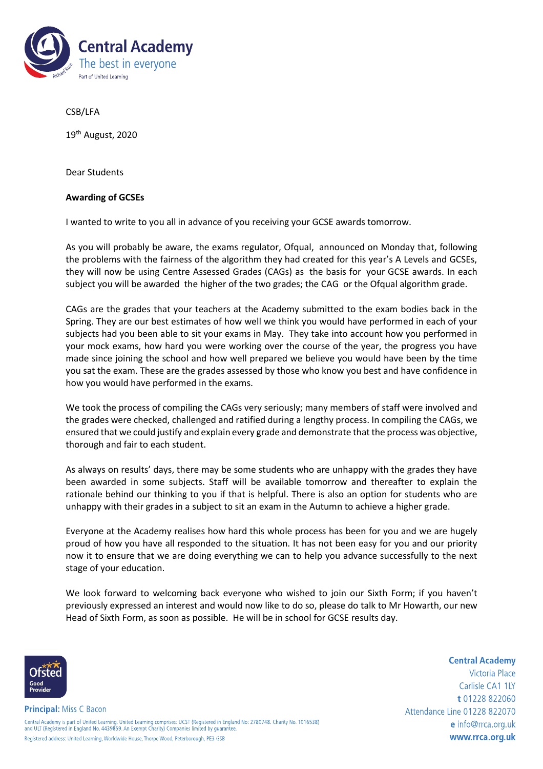Central Academy
The best in everyone
Part of United Learning

CSB/LFA

19th August, 2020

Dear Students

**Awarding of GCSEs**

I wanted to write to you all in advance of you receiving your GCSE awards tomorrow.

As you will probably be aware, the exams regulator, Ofqual, announced on Monday that, following the problems with the fairness of the algorithm they had created for this year's A Levels and GCSEs, they will now be using Centre Assessed Grades (CAGs) as the basis for your GCSE awards. In each subject you will be awarded the higher of the two grades; the CAG or the Ofqual algorithm grade.

CAGs are the grades that your teachers at the Academy submitted to the exam bodies back in the Spring. They are our best estimates of how well we think you would have performed in each of your subjects had you been able to sit your exams in May. They take into account how you performed in your mock exams, how hard you were working over the course of the year, the progress you have made since joining the school and how well prepared we believe you would have been by the time you sat the exam. These are the grades assessed by those who know you best and have confidence in how you would have performed in the exams.

We took the process of compiling the CAGs very seriously; many members of staff were involved and the grades were checked, challenged and ratified during a lengthy process. In compiling the CAGs, we ensured that we could justify and explain every grade and demonstrate that the process was objective, thorough and fair to each student.

As always on results' days, there may be some students who are unhappy with the grades they have been awarded in some subjects. Staff will be available tomorrow and thereafter to explain the rationale behind our thinking to you if that is helpful. There is also an option for students who are unhappy with their grades in a subject to sit an exam in the Autumn to achieve a higher grade.

Everyone at the Academy realises how hard this whole process has been for you and we are hugely proud of how you have all responded to the situation. It has not been easy for you and our priority now it to ensure that we are doing everything we can to help you advance successfully to the next stage of your education.

We look forward to welcoming back everyone who wished to join our Sixth Form; if you haven't previously expressed an interest and would now like to do so, please do talk to Mr Howarth, our new Head of Sixth Form, as soon as possible. He will be in school for GCSE results day.

Ofsted Good Provider

**Principal:** Miss C Bacon

Central Academy is part of United Learning. United Learning comprises: UCST (Registered in England No: 2780748. Charity No. 1016538) and ULT (Registered in England No. 4439859. An Exempt Charity) Companies limited by guarantee.
Registered address: United Learning, Worldwide House, Thorpe Wood, Peterborough, PE3 6SB

**Central Academy**
Victoria Place
Carlisle CA1 1LY
**t** 01228 822060
Attendance Line 01228 822070
**e** info@rrca.org.uk
**www.rrca.org.uk**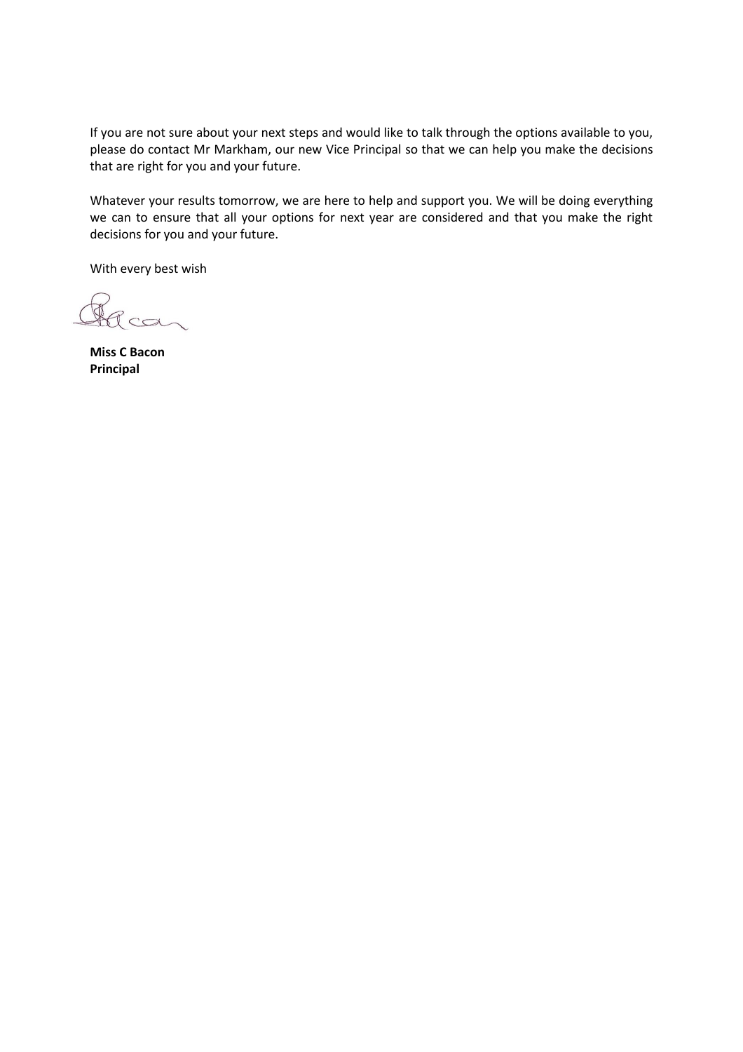If you are not sure about your next steps and would like to talk through the options available to you, please do contact Mr Markham, our new Vice Principal so that we can help you make the decisions that are right for you and your future.

Whatever your results tomorrow, we are here to help and support you. We will be doing everything we can to ensure that all your options for next year are considered and that you make the right decisions for you and your future.

With every best wish

**Miss C Bacon**
**Principal**